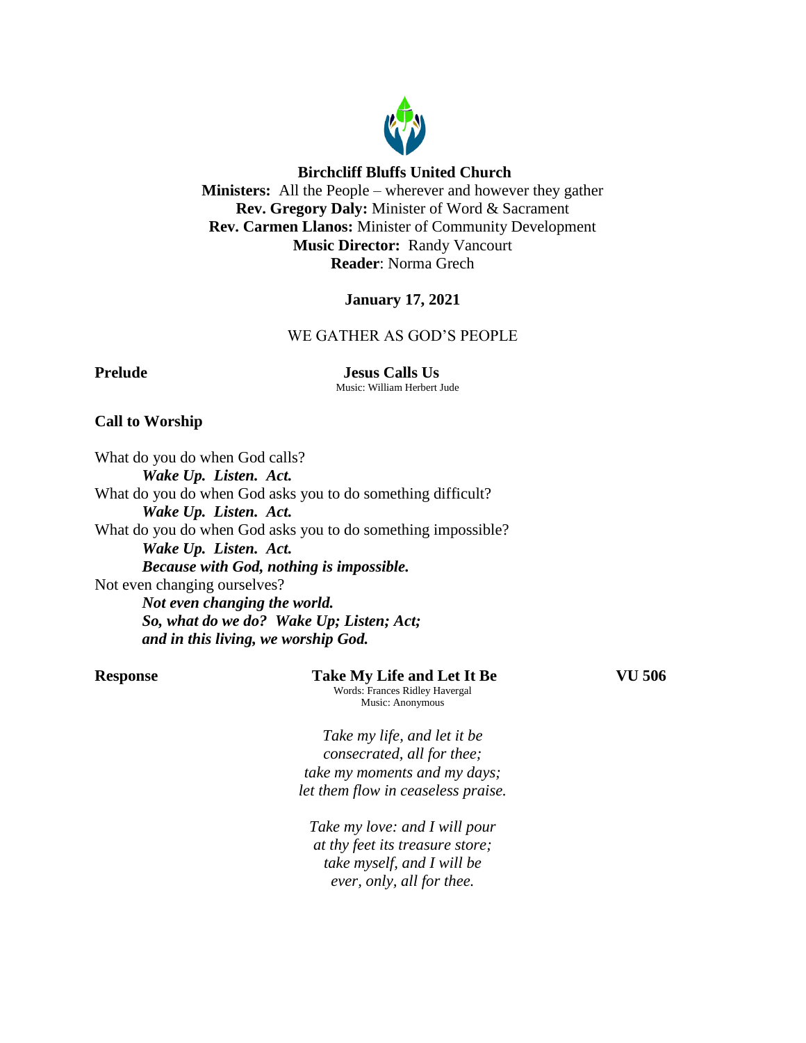**Birchcliff Bluffs United Church**
**Ministers:** All the People – wherever and however they gather
**Rev. Gregory Daly:** Minister of Word & Sacrament
**Rev. Carmen Llanos:** Minister of Community Development
**Music Director:** Randy Vancourt
**Reader**: Norma Grech

**January 17, 2021**

WE GATHER AS GOD'S PEOPLE

**Prelude** **Jesus Calls Us**
Music: William Herbert Jude

**Call to Worship**

What do you do when God calls?
***Wake Up. Listen. Act.***
What do you do when God asks you to do something difficult?
***Wake Up. Listen. Act.***
What do you do when God asks you to do something impossible?
***Wake Up. Listen. Act.***
***Because with God, nothing is impossible.***
Not even changing ourselves?
***Not even changing the world.***
***So, what do we do? Wake Up; Listen; Act;***
***and in this living, we worship God.***

**Response** **Take My Life and Let It Be** **VU 506**
Words: Frances Ridley Havergal
Music: Anonymous

*Take my life, and let it be*
*consecrated, all for thee;*
*take my moments and my days;*
*let them flow in ceaseless praise.*

*Take my love: and I will pour*
*at thy feet its treasure store;*
*take myself, and I will be*
*ever, only, all for thee.*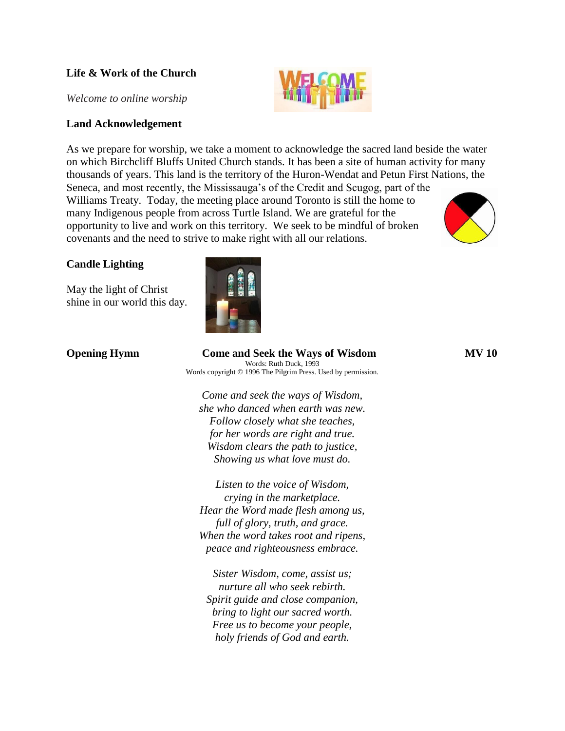**Life & Work of the Church**

*Welcome to online worship*

**Land Acknowledgement**

As we prepare for worship, we take a moment to acknowledge the sacred land beside the water on which Birchcliff Bluffs United Church stands. It has been a site of human activity for many thousands of years. This land is the territory of the Huron-Wendat and Petun First Nations, the Seneca, and most recently, the Mississauga's of the Credit and Scugog, part of the Williams Treaty. Today, the meeting place around Toronto is still the home to many Indigenous people from across Turtle Island. We are grateful for the opportunity to live and work on this territory. We seek to be mindful of broken covenants and the need to strive to make right with all our relations.

**Candle Lighting**

May the light of Christ
shine in our world this day.

**Opening Hymn** **Come and Seek the Ways of Wisdom** **MV 10**

Words: Ruth Duck, 1993
Words copyright © 1996 The Pilgrim Press. Used by permission.

*Come and seek the ways of Wisdom,*
*she who danced when earth was new.*
*Follow closely what she teaches,*
*for her words are right and true.*
*Wisdom clears the path to justice,*
*Showing us what love must do.*

*Listen to the voice of Wisdom,*
*crying in the marketplace.*
*Hear the Word made flesh among us,*
*full of glory, truth, and grace.*
*When the word takes root and ripens,*
*peace and righteousness embrace.*

*Sister Wisdom, come, assist us;*
*nurture all who seek rebirth.*
*Spirit guide and close companion,*
*bring to light our sacred worth.*
*Free us to become your people,*
*holy friends of God and earth.*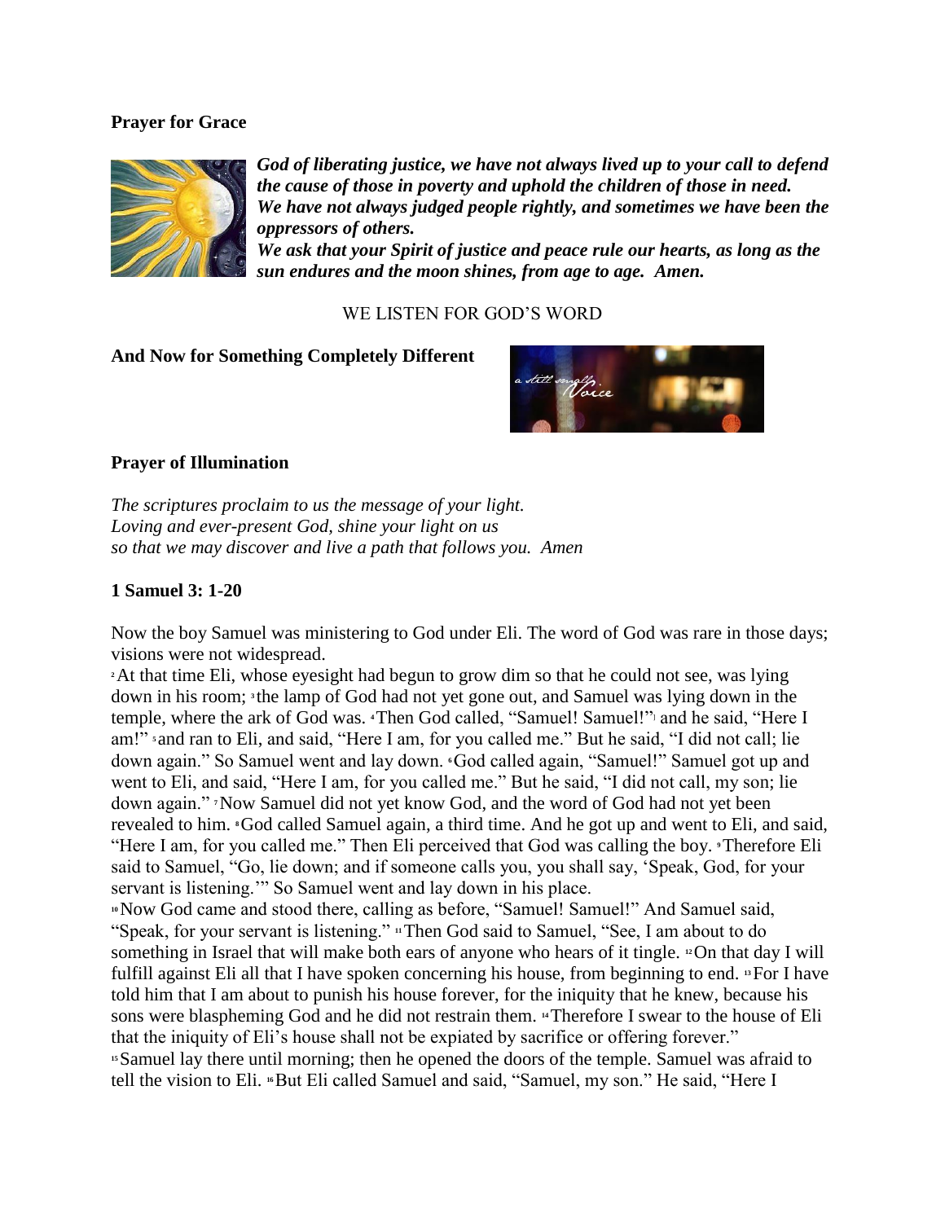**Prayer for Grace**

***God of liberating justice, we have not always lived up to your call to defend the cause of those in poverty and uphold the children of those in need.***
***We have not always judged people rightly, and sometimes we have been the oppressors of others.***
***We ask that your Spirit of justice and peace rule our hearts, as long as the sun endures and the moon shines, from age to age. Amen.***

WE LISTEN FOR GOD'S WORD

**And Now for Something Completely Different**

**Prayer of Illumination**

*The scriptures proclaim to us the message of your light.*
*Loving and ever-present God, shine your light on us*
*so that we may discover and live a path that follows you. Amen*

**1 Samuel 3: 1-20**

Now the boy Samuel was ministering to God under Eli. The word of God was rare in those days; visions were not widespread.

[2] At that time Eli, whose eyesight had begun to grow dim so that he could not see, was lying down in his room; [3] the lamp of God had not yet gone out, and Samuel was lying down in the temple, where the ark of God was. [4] Then God called, "Samuel! Samuel!"[] and he said, "Here I am!" [5] and ran to Eli, and said, "Here I am, for you called me." But he said, "I did not call; lie down again." So Samuel went and lay down. [6] God called again, "Samuel!" Samuel got up and went to Eli, and said, "Here I am, for you called me." But he said, "I did not call, my son; lie down again." [7] Now Samuel did not yet know God, and the word of God had not yet been revealed to him. [8] God called Samuel again, a third time. And he got up and went to Eli, and said, "Here I am, for you called me." Then Eli perceived that God was calling the boy. [9] Therefore Eli said to Samuel, "Go, lie down; and if someone calls you, you shall say, 'Speak, God, for your servant is listening.'" So Samuel went and lay down in his place.

[10] Now God came and stood there, calling as before, "Samuel! Samuel!" And Samuel said, "Speak, for your servant is listening." [11] Then God said to Samuel, "See, I am about to do something in Israel that will make both ears of anyone who hears of it tingle. [12] On that day I will fulfill against Eli all that I have spoken concerning his house, from beginning to end. [13] For I have told him that I am about to punish his house forever, for the iniquity that he knew, because his sons were blaspheming God and he did not restrain them. [14] Therefore I swear to the house of Eli that the iniquity of Eli's house shall not be expiated by sacrifice or offering forever."

[15] Samuel lay there until morning; then he opened the doors of the temple. Samuel was afraid to tell the vision to Eli. [16] But Eli called Samuel and said, "Samuel, my son." He said, "Here I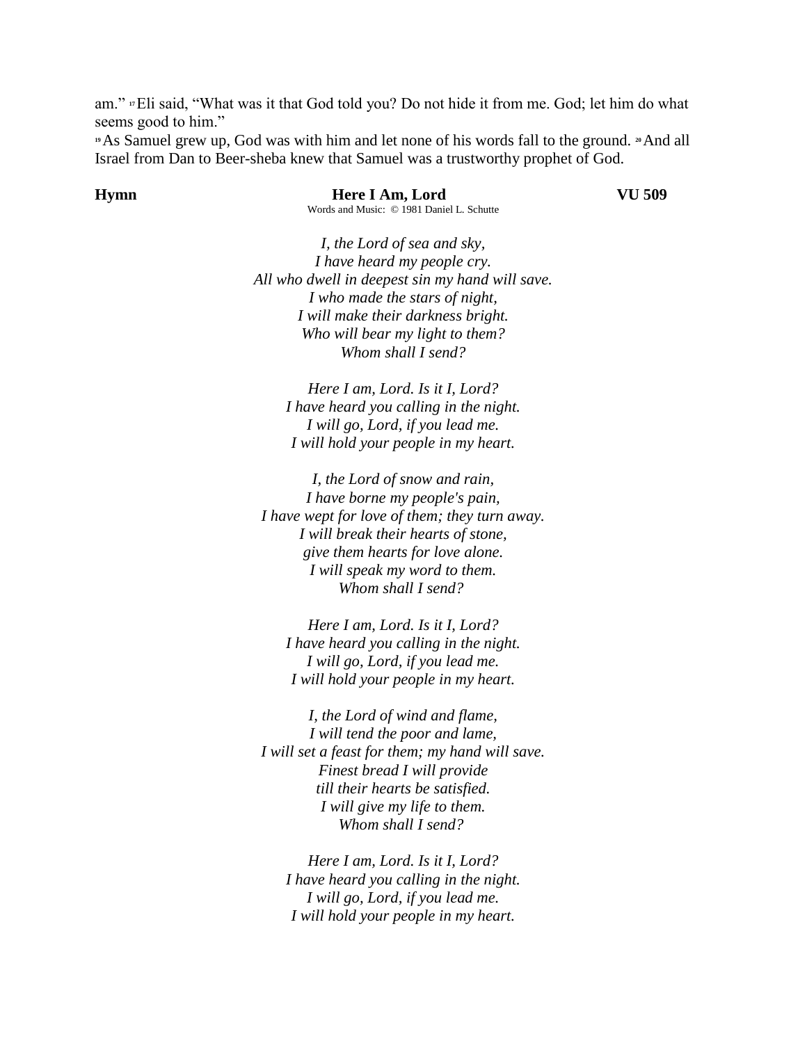am." [17] Eli said, "What was it that God told you? Do not hide it from me. God; let him do what seems good to him."

[19] As Samuel grew up, God was with him and let none of his words fall to the ground. [20] And all Israel from Dan to Beer-sheba knew that Samuel was a trustworthy prophet of God.

**Hymn** **Here I Am, Lord** **VU 509**

Words and Music: © 1981 Daniel L. Schutte

*I, the Lord of sea and sky,*
*I have heard my people cry.*
*All who dwell in deepest sin my hand will save.*
*I who made the stars of night,*
*I will make their darkness bright.*
*Who will bear my light to them?*
*Whom shall I send?*

*Here I am, Lord. Is it I, Lord?*
*I have heard you calling in the night.*
*I will go, Lord, if you lead me.*
*I will hold your people in my heart.*

*I, the Lord of snow and rain,*
*I have borne my people's pain,*
*I have wept for love of them; they turn away.*
*I will break their hearts of stone,*
*give them hearts for love alone.*
*I will speak my word to them.*
*Whom shall I send?*

*Here I am, Lord. Is it I, Lord?*
*I have heard you calling in the night.*
*I will go, Lord, if you lead me.*
*I will hold your people in my heart.*

*I, the Lord of wind and flame,*
*I will tend the poor and lame,*
*I will set a feast for them; my hand will save.*
*Finest bread I will provide*
*till their hearts be satisfied.*
*I will give my life to them.*
*Whom shall I send?*

*Here I am, Lord. Is it I, Lord?*
*I have heard you calling in the night.*
*I will go, Lord, if you lead me.*
*I will hold your people in my heart.*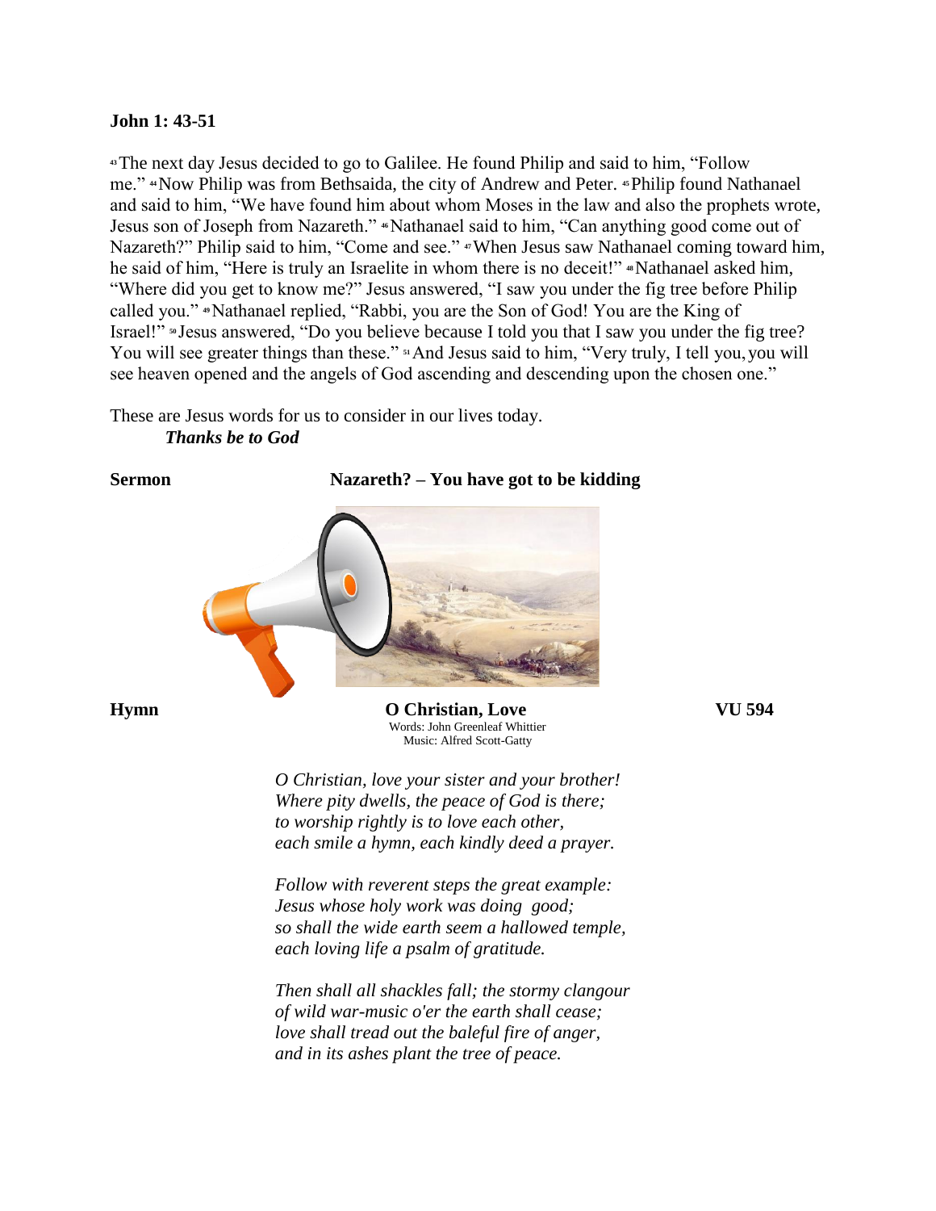**John 1: 43-51**

[43]The next day Jesus decided to go to Galilee. He found Philip and said to him, "Follow me." [44]Now Philip was from Bethsaida, the city of Andrew and Peter. [45]Philip found Nathanael and said to him, "We have found him about whom Moses in the law and also the prophets wrote, Jesus son of Joseph from Nazareth." [46]Nathanael said to him, "Can anything good come out of Nazareth?" Philip said to him, "Come and see." [47]When Jesus saw Nathanael coming toward him, he said of him, "Here is truly an Israelite in whom there is no deceit!" [48]Nathanael asked him, "Where did you get to know me?" Jesus answered, "I saw you under the fig tree before Philip called you." [49]Nathanael replied, "Rabbi, you are the Son of God! You are the King of Israel!" [50]Jesus answered, "Do you believe because I told you that I saw you under the fig tree? You will see greater things than these." [51]And Jesus said to him, "Very truly, I tell you, you will see heaven opened and the angels of God ascending and descending upon the chosen one."

These are Jesus words for us to consider in our lives today.

***Thanks be to God***

**Sermon** **Nazareth? – You have got to be kidding**

**Hymn** **O Christian, Love** **VU 594**

Words: John Greenleaf Whittier
Music: Alfred Scott-Gatty

*O Christian, love your sister and your brother!*
*Where pity dwells, the peace of God is there;*
*to worship rightly is to love each other,*
*each smile a hymn, each kindly deed a prayer.*

*Follow with reverent steps the great example:*
*Jesus whose holy work was doing good;*
*so shall the wide earth seem a hallowed temple,*
*each loving life a psalm of gratitude.*

*Then shall all shackles fall; the stormy clangour*
*of wild war-music o'er the earth shall cease;*
*love shall tread out the baleful fire of anger,*
*and in its ashes plant the tree of peace.*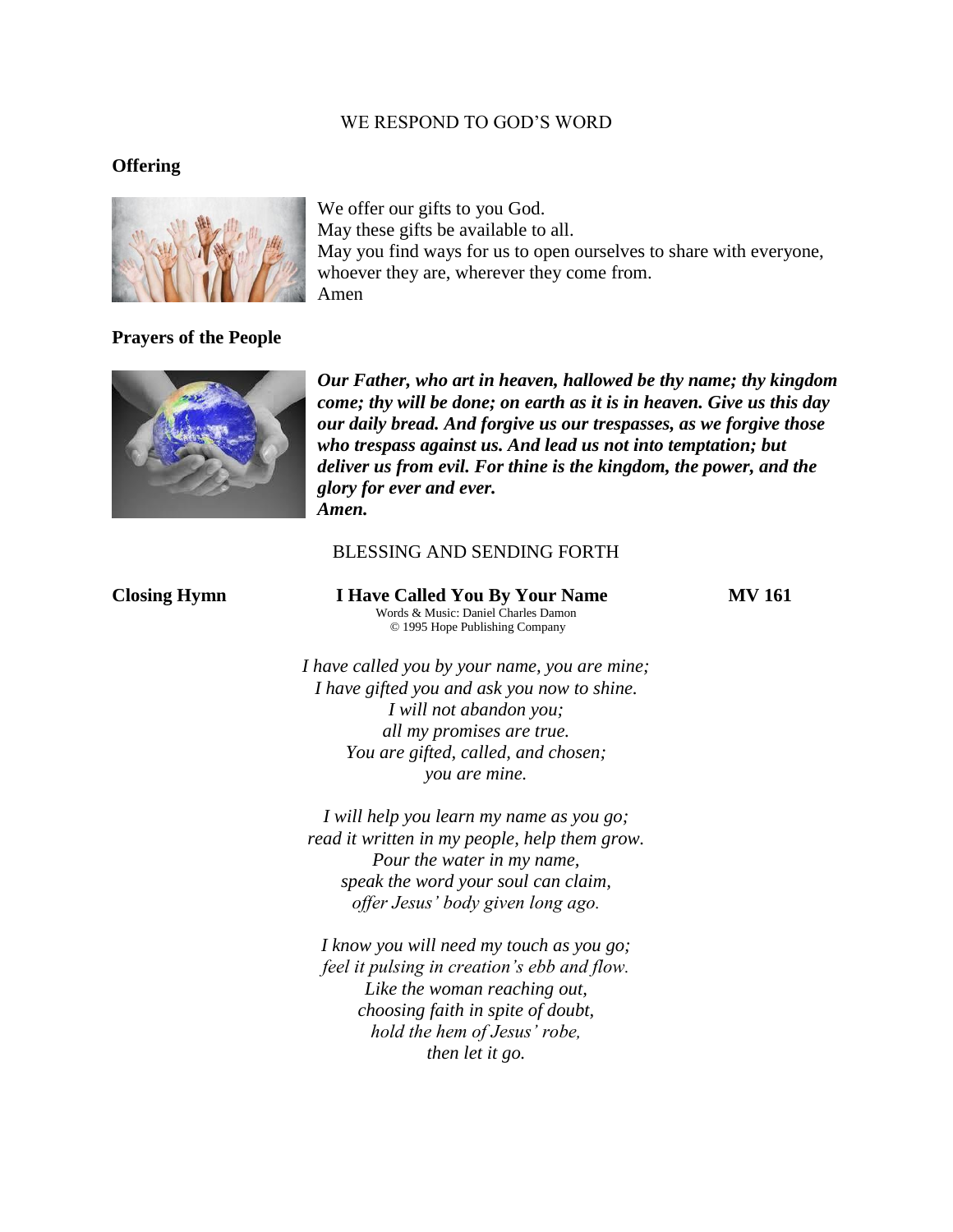WE RESPOND TO GOD'S WORD

**Offering**

We offer our gifts to you God.
May these gifts be available to all.
May you find ways for us to open ourselves to share with everyone, whoever they are, wherever they come from.
Amen

**Prayers of the People**

***Our Father, who art in heaven, hallowed be thy name; thy kingdom come; thy will be done; on earth as it is in heaven. Give us this day our daily bread. And forgive us our trespasses, as we forgive those who trespass against us. And lead us not into temptation; but deliver us from evil. For thine is the kingdom, the power, and the glory for ever and ever.***
***Amen.***

BLESSING AND SENDING FORTH

**Closing Hymn** **I Have Called You By Your Name** **MV 161**

Words & Music: Daniel Charles Damon
© 1995 Hope Publishing Company

*I have called you by your name, you are mine;*
*I have gifted you and ask you now to shine.*
*I will not abandon you;*
*all my promises are true.*
*You are gifted, called, and chosen;*
*you are mine.*

*I will help you learn my name as you go;*
*read it written in my people, help them grow.*
*Pour the water in my name,*
*speak the word your soul can claim,*
*offer Jesus' body given long ago.*

*I know you will need my touch as you go;*
*feel it pulsing in creation's ebb and flow.*
*Like the woman reaching out,*
*choosing faith in spite of doubt,*
*hold the hem of Jesus' robe,*
*then let it go.*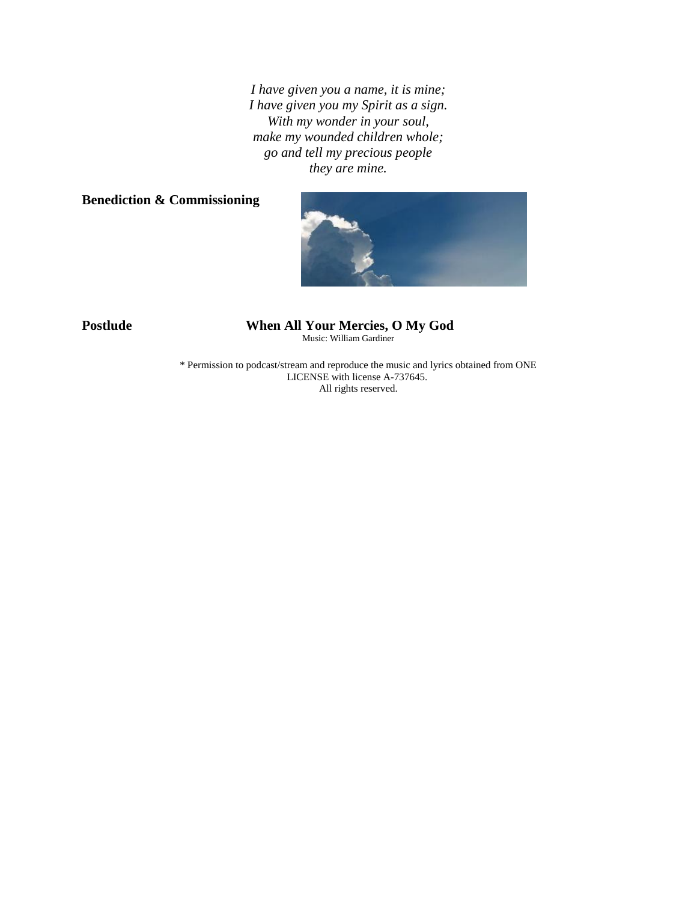*I have given you a name, it is mine;*
*I have given you my Spirit as a sign.*
*With my wonder in your soul,*
*make my wounded children whole;*
*go and tell my precious people*
*they are mine.*

**Benediction & Commissioning**

**Postlude** **When All Your Mercies, O My God**

Music: William Gardiner

* Permission to podcast/stream and reproduce the music and lyrics obtained from ONE LICENSE with license A-737645.
All rights reserved.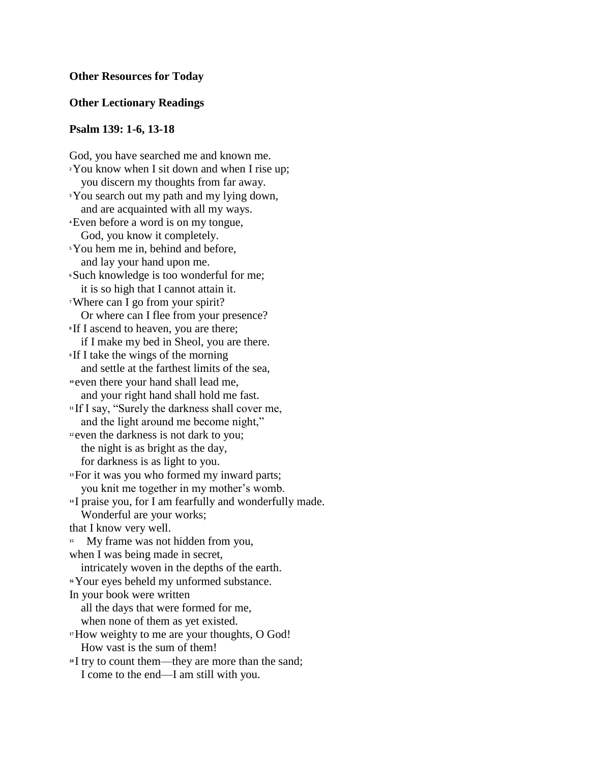**Other Resources for Today**

**Other Lectionary Readings**

**Psalm 139: 1-6, 13-18**

God, you have searched me and known me.  
[2] You know when I sit down and when I rise up;  
  you discern my thoughts from far away.  
[3] You search out my path and my lying down,  
  and are acquainted with all my ways.  
[4] Even before a word is on my tongue,  
  God, you know it completely.  
[5] You hem me in, behind and before,  
  and lay your hand upon me.  
[6] Such knowledge is too wonderful for me;  
  it is so high that I cannot attain it.  
[7] Where can I go from your spirit?  
  Or where can I flee from your presence?  
[8] If I ascend to heaven, you are there;  
  if I make my bed in Sheol, you are there.  
[9] If I take the wings of the morning  
  and settle at the farthest limits of the sea,  
[10] even there your hand shall lead me,  
  and your right hand shall hold me fast.  
[11] If I say, "Surely the darkness shall cover me,  
  and the light around me become night,"  
[12] even the darkness is not dark to you;  
  the night is as bright as the day,  
  for darkness is as light to you.  
[13] For it was you who formed my inward parts;  
  you knit me together in my mother's womb.  
[14] I praise you, for I am fearfully and wonderfully made.  
  Wonderful are your works;  
that I know very well.  
[15]  My frame was not hidden from you,  
when I was being made in secret,  
  intricately woven in the depths of the earth.  
[16] Your eyes beheld my unformed substance.  
In your book were written  
  all the days that were formed for me,  
  when none of them as yet existed.  
[17] How weighty to me are your thoughts, O God!  
  How vast is the sum of them!  
[18] I try to count them—they are more than the sand;  
  I come to the end—I am still with you.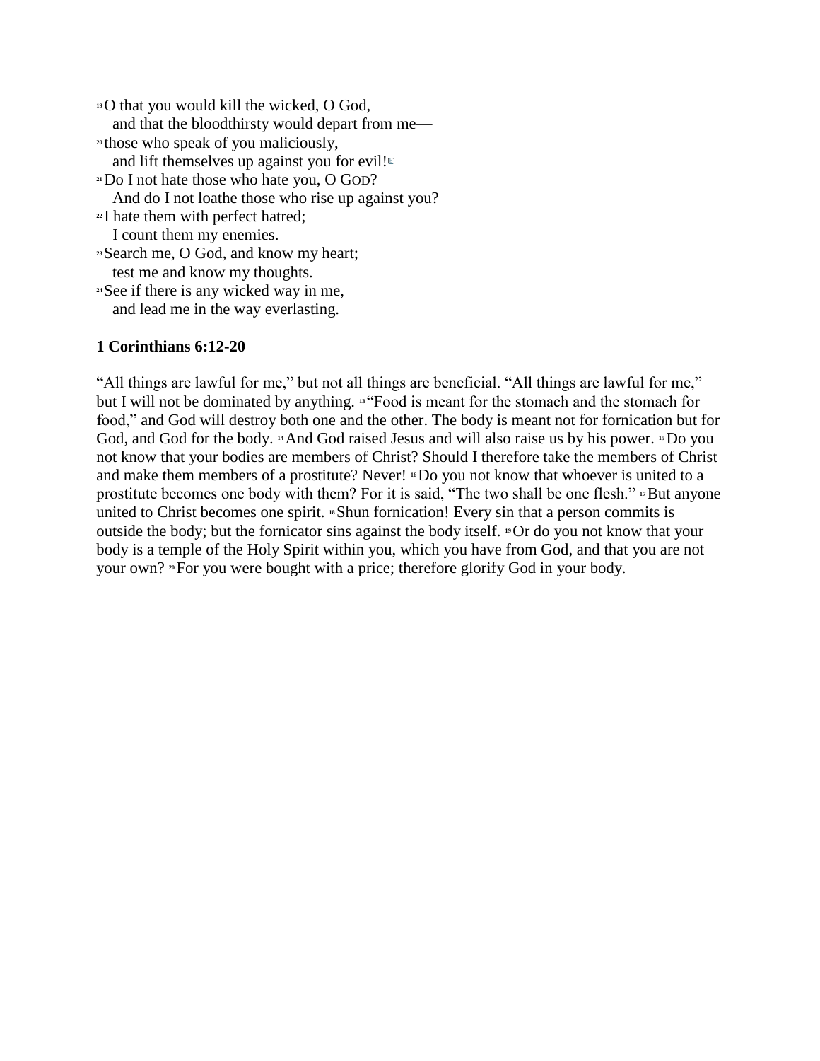[19] O that you would kill the wicked, O God,
and that the bloodthirsty would depart from me—
[20] those who speak of you maliciously,
and lift themselves up against you for evil![c]
[21] Do I not hate those who hate you, O GOD?
And do I not loathe those who rise up against you?
[22] I hate them with perfect hatred;
I count them my enemies.
[23] Search me, O God, and know my heart;
test me and know my thoughts.
[24] See if there is any wicked way in me,
and lead me in the way everlasting.

**1 Corinthians 6:12-20**

"All things are lawful for me," but not all things are beneficial. "All things are lawful for me," but I will not be dominated by anything. [13] "Food is meant for the stomach and the stomach for food," and God will destroy both one and the other. The body is meant not for fornication but for God, and God for the body. [14] And God raised Jesus and will also raise us by his power. [15] Do you not know that your bodies are members of Christ? Should I therefore take the members of Christ and make them members of a prostitute? Never! [16] Do you not know that whoever is united to a prostitute becomes one body with them? For it is said, "The two shall be one flesh." [17] But anyone united to Christ becomes one spirit. [18] Shun fornication! Every sin that a person commits is outside the body; but the fornicator sins against the body itself. [19] Or do you not know that your body is a temple of the Holy Spirit within you, which you have from God, and that you are not your own? [20] For you were bought with a price; therefore glorify God in your body.